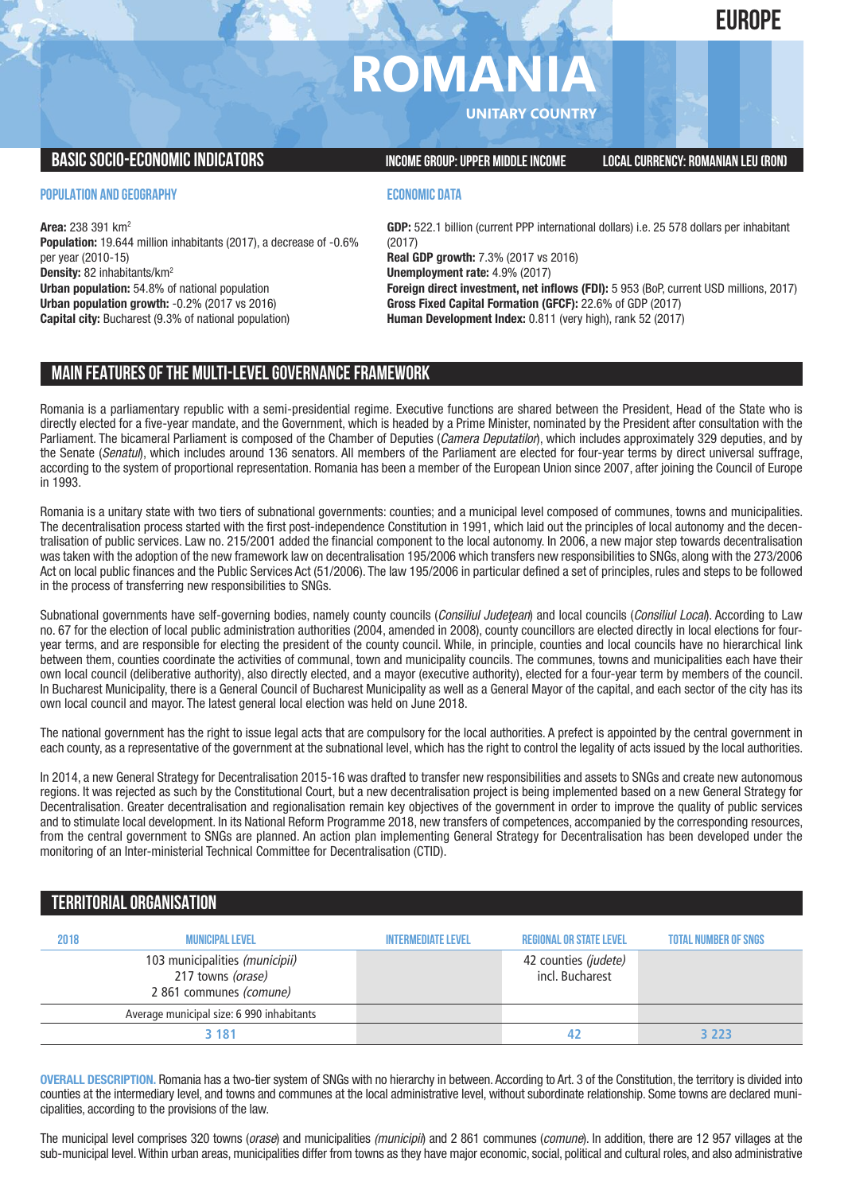EUROPE

# ROMANIA

UNITARY COUNTRY

## BASIC SOCIO-ECONOMIC INDICATORS

**INCOME GROUP: UPPER MIDDLE INCOME**

**LOCAL CURRENCY: ROMANIAN LEU (RON)**

### POPULATION AND GEOGRAPHY

**Area:** 238 391 km$^2$
**Population:** 19.644 million inhabitants (2017), a decrease of -0.6% per year (2010-15)
**Density:** 82 inhabitants/km$^2$
**Urban population:** 54.8% of national population
**Urban population growth:** -0.2% (2017 vs 2016)
**Capital city:** Bucharest (9.3% of national population)

### ECONOMIC DATA

**GDP:** 522.1 billion (current PPP international dollars) i.e. 25 578 dollars per inhabitant (2017)
**Real GDP growth:** 7.3% (2017 vs 2016)
**Unemployment rate:** 4.9% (2017)
**Foreign direct investment, net inflows (FDI):** 5 953 (BoP, current USD millions, 2017)
**Gross Fixed Capital Formation (GFCF):** 22.6% of GDP (2017)
**Human Development Index:** 0.811 (very high), rank 52 (2017)

## MAIN FEATURES OF THE MULTI-LEVEL GOVERNANCE FRAMEWORK

Romania is a parliamentary republic with a semi-presidential regime. Executive functions are shared between the President, Head of the State who is directly elected for a five-year mandate, and the Government, which is headed by a Prime Minister, nominated by the President after consultation with the Parliament. The bicameral Parliament is composed of the Chamber of Deputies (*Camera Deputatilor*), which includes approximately 329 deputies, and by the Senate (*Senatul*), which includes around 136 senators. All members of the Parliament are elected for four-year terms by direct universal suffrage, according to the system of proportional representation. Romania has been a member of the European Union since 2007, after joining the Council of Europe in 1993.

Romania is a unitary state with two tiers of subnational governments: counties; and a municipal level composed of communes, towns and municipalities. The decentralisation process started with the first post-independence Constitution in 1991, which laid out the principles of local autonomy and the decentralisation of public services. Law no. 215/2001 added the financial component to the local autonomy. In 2006, a new major step towards decentralisation was taken with the adoption of the new framework law on decentralisation 195/2006 which transfers new responsibilities to SNGs, along with the 273/2006 Act on local public finances and the Public Services Act (51/2006). The law 195/2006 in particular defined a set of principles, rules and steps to be followed in the process of transferring new responsibilities to SNGs.

Subnational governments have self-governing bodies, namely county councils (*Consiliul Judeţean*) and local councils (*Consiliul Local*). According to Law no. 67 for the election of local public administration authorities (2004, amended in 2008), county councillors are elected directly in local elections for four-year terms, and are responsible for electing the president of the county council. While, in principle, counties and local councils have no hierarchical link between them, counties coordinate the activities of communal, town and municipality councils. The communes, towns and municipalities each have their own local council (deliberative authority), also directly elected, and a mayor (executive authority), elected for a four-year term by members of the council. In Bucharest Municipality, there is a General Council of Bucharest Municipality as well as a General Mayor of the capital, and each sector of the city has its own local council and mayor. The latest general local election was held on June 2018.

The national government has the right to issue legal acts that are compulsory for the local authorities. A prefect is appointed by the central government in each county, as a representative of the government at the subnational level, which has the right to control the legality of acts issued by the local authorities.

In 2014, a new General Strategy for Decentralisation 2015-16 was drafted to transfer new responsibilities and assets to SNGs and create new autonomous regions. It was rejected as such by the Constitutional Court, but a new decentralisation project is being implemented based on a new General Strategy for Decentralisation. Greater decentralisation and regionalisation remain key objectives of the government in order to improve the quality of public services and to stimulate local development. In its National Reform Programme 2018, new transfers of competences, accompanied by the corresponding resources, from the central government to SNGs are planned. An action plan implementing General Strategy for Decentralisation has been developed under the monitoring of an Inter-ministerial Technical Committee for Decentralisation (CTID).

## TERRITORIAL ORGANISATION

| 2018 | MUNICIPAL LEVEL | INTERMEDIATE LEVEL | REGIONAL OR STATE LEVEL | TOTAL NUMBER OF SNGS |
|---|---|---|---|---|
| | 103 municipalities *(municipii)*<br>217 towns *(orase)*<br>2 861 communes *(comune)* | | 42 counties *(judete)* incl. Bucharest | |
| | Average municipal size: 6 990 inhabitants | | | |
| | 3 181 | | 42 | 3 223 |

**OVERALL DESCRIPTION.** Romania has a two-tier system of SNGs with no hierarchy in between. According to Art. 3 of the Constitution, the territory is divided into counties at the intermediate level, and towns and communes at the local administrative level, without subordinate relationship. Some towns are declared municipalities, according to the provisions of the law.

The municipal level comprises 320 towns (*orase*) and municipalities *(municipii)* and 2 861 communes (*comune*). In addition, there are 12 957 villages at the sub-municipal level. Within urban areas, municipalities differ from towns as they have major economic, social, political and cultural roles, and also administrative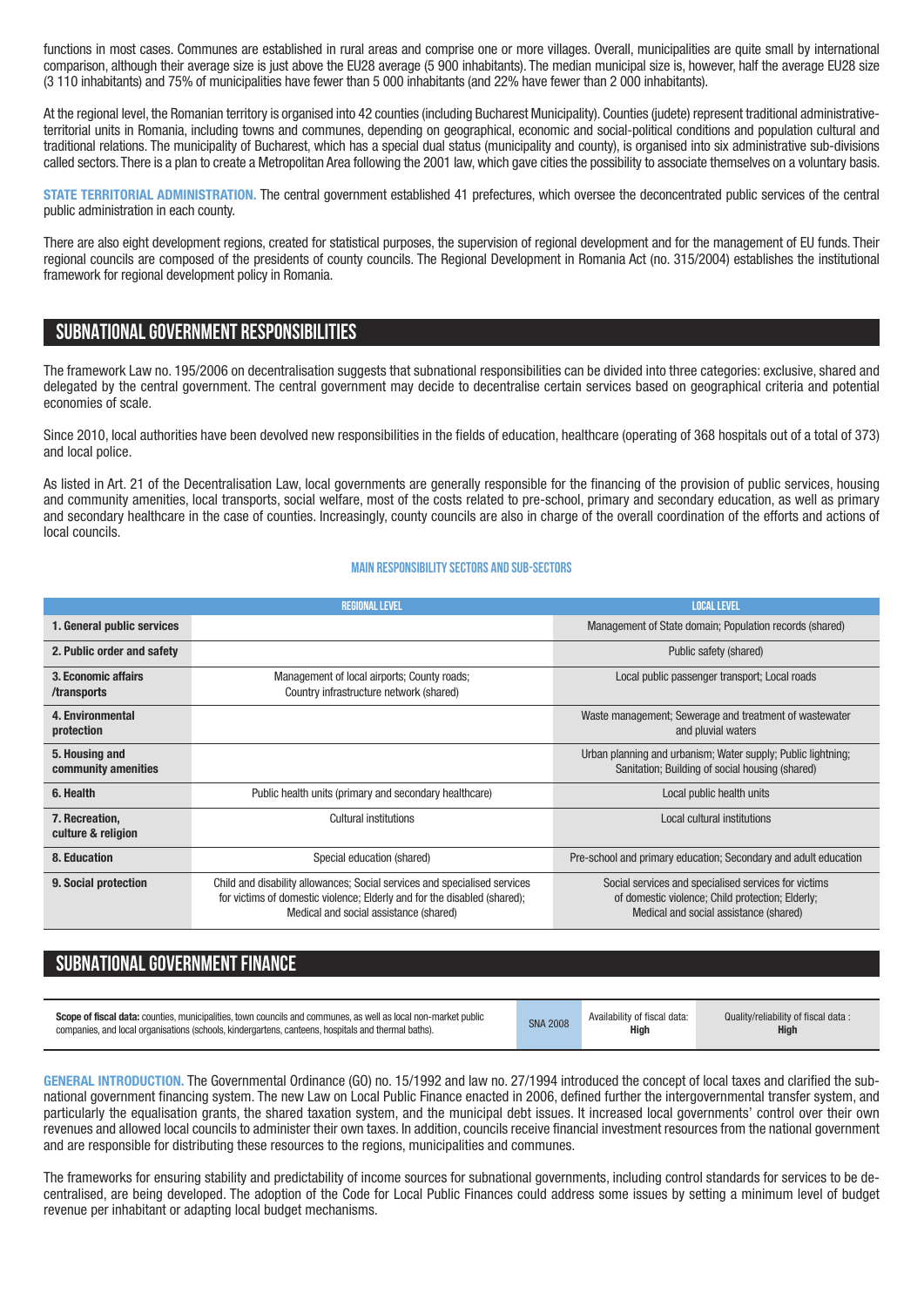functions in most cases. Communes are established in rural areas and comprise one or more villages. Overall, municipalities are quite small by international comparison, although their average size is just above the EU28 average (5 900 inhabitants). The median municipal size is, however, half the average EU28 size (3 110 inhabitants) and 75% of municipalities have fewer than 5 000 inhabitants (and 22% have fewer than 2 000 inhabitants).

At the regional level, the Romanian territory is organised into 42 counties (including Bucharest Municipality). Counties (judete) represent traditional administrative-territorial units in Romania, including towns and communes, depending on geographical, economic and social-political conditions and population cultural and traditional relations. The municipality of Bucharest, which has a special dual status (municipality and county), is organised into six administrative sub-divisions called sectors. There is a plan to create a Metropolitan Area following the 2001 law, which gave cities the possibility to associate themselves on a voluntary basis.

**STATE TERRITORIAL ADMINISTRATION.** The central government established 41 prefectures, which oversee the deconcentrated public services of the central public administration in each county.

There are also eight development regions, created for statistical purposes, the supervision of regional development and for the management of EU funds. Their regional councils are composed of the presidents of county councils. The Regional Development in Romania Act (no. 315/2004) establishes the institutional framework for regional development policy in Romania.

## SUBNATIONAL GOVERNMENT RESPONSIBILITIES

The framework Law no. 195/2006 on decentralisation suggests that subnational responsibilities can be divided into three categories: exclusive, shared and delegated by the central government. The central government may decide to decentralise certain services based on geographical criteria and potential economies of scale.

Since 2010, local authorities have been devolved new responsibilities in the fields of education, healthcare (operating of 368 hospitals out of a total of 373) and local police.

As listed in Art. 21 of the Decentralisation Law, local governments are generally responsible for the financing of the provision of public services, housing and community amenities, local transports, social welfare, most of the costs related to pre-school, primary and secondary education, as well as primary and secondary healthcare in the case of counties. Increasingly, county councils are also in charge of the overall coordination of the efforts and actions of local councils.

### MAIN RESPONSIBILITY SECTORS AND SUB-SECTORS

| | REGIONAL LEVEL | LOCAL LEVEL |
|---|---|---|
| **1. General public services** | | Management of State domain; Population records (shared) |
| **2. Public order and safety** | | Public safety (shared) |
| **3. Economic affairs /transports** | Management of local airports; County roads; Country infrastructure network (shared) | Local public passenger transport; Local roads |
| **4. Environmental protection** | | Waste management; Sewerage and treatment of wastewater and pluvial waters |
| **5. Housing and community amenities** | | Urban planning and urbanism; Water supply; Public lightning; Sanitation; Building of social housing (shared) |
| **6. Health** | Public health units (primary and secondary healthcare) | Local public health units |
| **7. Recreation, culture & religion** | Cultural institutions | Local cultural institutions |
| **8. Education** | Special education (shared) | Pre-school and primary education; Secondary and adult education |
| **9. Social protection** | Child and disability allowances; Social services and specialised services for victims of domestic violence; Elderly and for the disabled (shared); Medical and social assistance (shared) | Social services and specialised services for victims of domestic violence; Child protection; Elderly; Medical and social assistance (shared) |

## SUBNATIONAL GOVERNMENT FINANCE

| **Scope of fiscal data:** counties, municipalities, town councils and communes, as well as local non-market public companies, and local organisations (schools, kindergartens, canteens, hospitals and thermal baths). | SNA 2008 | Availability of fiscal data: **High** | Quality/reliability of fiscal data : **High** |
|---|---|---|---|

**GENERAL INTRODUCTION.** The Governmental Ordinance (GO) no. 15/1992 and law no. 27/1994 introduced the concept of local taxes and clarified the subnational government financing system. The new Law on Local Public Finance enacted in 2006, defined further the intergovernmental transfer system, and particularly the equalisation grants, the shared taxation system, and the municipal debt issues. It increased local governments' control over their own revenues and allowed local councils to administer their own taxes. In addition, councils receive financial investment resources from the national government and are responsible for distributing these resources to the regions, municipalities and communes.

The frameworks for ensuring stability and predictability of income sources for subnational governments, including control standards for services to be decentralised, are being developed. The adoption of the Code for Local Public Finances could address some issues by setting a minimum level of budget revenue per inhabitant or adapting local budget mechanisms.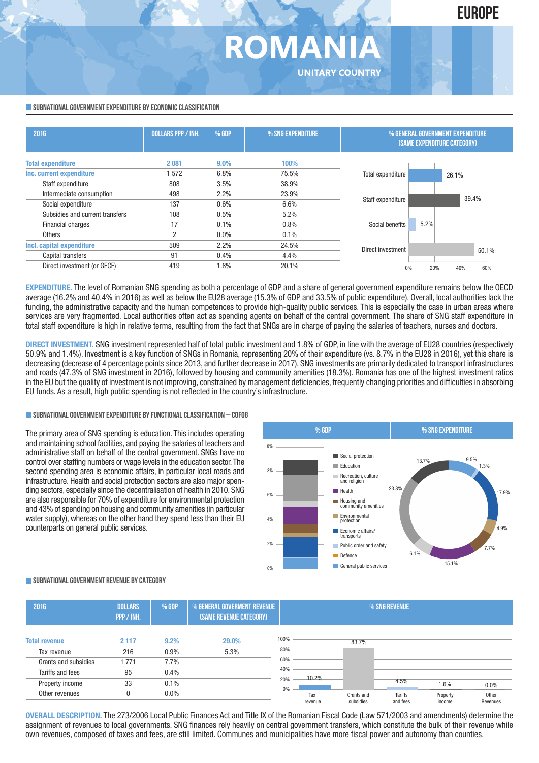# ROMANIA

UNITARY COUNTRY

EUROPE

## SUBNATIONAL GOVERNMENT EXPENDITURE BY ECONOMIC CLASSIFICATION

| 2016 | DOLLARS PPP / INH. | % GDP | % SNG EXPENDITURE | % GENERAL GOVERNMENT EXPENDITURE (SAME EXPENDITURE CATEGORY) |
|---|---|---|---|---|
| **Total expenditure** | **2 081** | **9.0%** | **100%** | 26.1% |
| **Inc. current expenditure** | 1 572 | 6.8% | 75.5% | |
| Staff expenditure | 808 | 3.5% | 38.9% | 39.4% |
| Intermediate consumption | 498 | 2.2% | 23.9% | |
| Social expenditure | 137 | 0.6% | 6.6% | 5.2% (Social benefits) |
| Subsidies and current transfers | 108 | 0.5% | 5.2% | |
| Financial charges | 17 | 0.1% | 0.8% | |
| Others | 2 | 0.0% | 0.1% | |
| **Incl. capital expenditure** | 509 | 2.2% | 24.5% | |
| Capital transfers | 91 | 0.4% | 4.4% | |
| Direct investment (or GFCF) | 419 | 1.8% | 20.1% | 50.1% |

**EXPENDITURE.** The level of Romanian SNG spending as both a percentage of GDP and a share of general government expenditure remains below the OECD average (16.2% and 40.4% in 2016) as well as below the EU28 average (15.3% of GDP and 33.5% of public expenditure). Overall, local authorities lack the funding, the administrative capacity and the human competences to provide high-quality public services. This is especially the case in urban areas where services are very fragmented. Local authorities often act as spending agents on behalf of the central government. The share of SNG staff expenditure in total staff expenditure is high in relative terms, resulting from the fact that SNGs are in charge of paying the salaries of teachers, nurses and doctors.

**DIRECT INVESTMENT.** SNG investment represented half of total public investment and 1.8% of GDP, in line with the average of EU28 countries (respectively 50.9% and 1.4%). Investment is a key function of SNGs in Romania, representing 20% of their expenditure (vs. 8.7% in the EU28 in 2016), yet this share is decreasing (decrease of 4 percentage points since 2013, and further decrease in 2017). SNG investments are primarily dedicated to transport infrastructures and roads (47.3% of SNG investment in 2016), followed by housing and community amenities (18.3%). Romania has one of the highest investment ratios in the EU but the quality of investment is not improving, constrained by management deficiencies, frequently changing priorities and difficulties in absorbing EU funds. As a result, high public spending is not reflected in the country's infrastructure.

## SUBNATIONAL GOVERNMENT EXPENDITURE BY FUNCTIONAL CLASSIFICATION – COFOG

The primary area of SNG spending is education. This includes operating and maintaining school facilities, and paying the salaries of teachers and administrative staff on behalf of the central government. SNGs have no control over staffing numbers or wage levels in the education sector. The second spending area is economic affairs, in particular local roads and infrastructure. Health and social protection sectors are also major spending sectors, especially since the decentralisation of health in 2010. SNG are also responsible for 70% of expenditure for environmental protection and 43% of spending on housing and community amenities (in particular water supply), whereas on the other hand they spend less than their EU counterparts on general public services.

| Function | % SNG EXPENDITURE |
|---|---|
| General public services | 9.5% |
| Defence | |
| Public order and safety | 1.3% |
| Economic affairs/transports | 17.9% |
| Environmental protection | 4.9% |
| Housing and community amenities | 7.7% |
| Health | 15.1% |
| Recreation, culture and religion | 6.1% |
| Education | 23.8% |
| Social protection | 13.7% |

## SUBNATIONAL GOVERNMENT REVENUE BY CATEGORY

| 2016 | DOLLARS PPP / INH. | % GDP | % GENERAL GOVERMENT REVENUE (SAME REVENUE CATEGORY) | % SNG REVENUE |
|---|---|---|---|---|
| **Total revenue** | **2 117** | **9.2%** | **29.0%** | |
| Tax revenue | 216 | 0.9% | 5.3% | 10.2% |
| Grants and subsidies | 1 771 | 7.7% | | 83.7% |
| Tariffs and fees | 95 | 0.4% | | 4.5% |
| Property income | 33 | 0.1% | | 1.6% |
| Other revenues | 0 | 0.0% | | 0.0% |

**OVERALL DESCRIPTION.** The 273/2006 Local Public Finances Act and Title IX of the Romanian Fiscal Code (Law 571/2003 and amendments) determine the assignment of revenues to local governments. SNG finances rely heavily on central government transfers, which constitute the bulk of their revenue while own revenues, composed of taxes and fees, are still limited. Communes and municipalities have more fiscal power and autonomy than counties.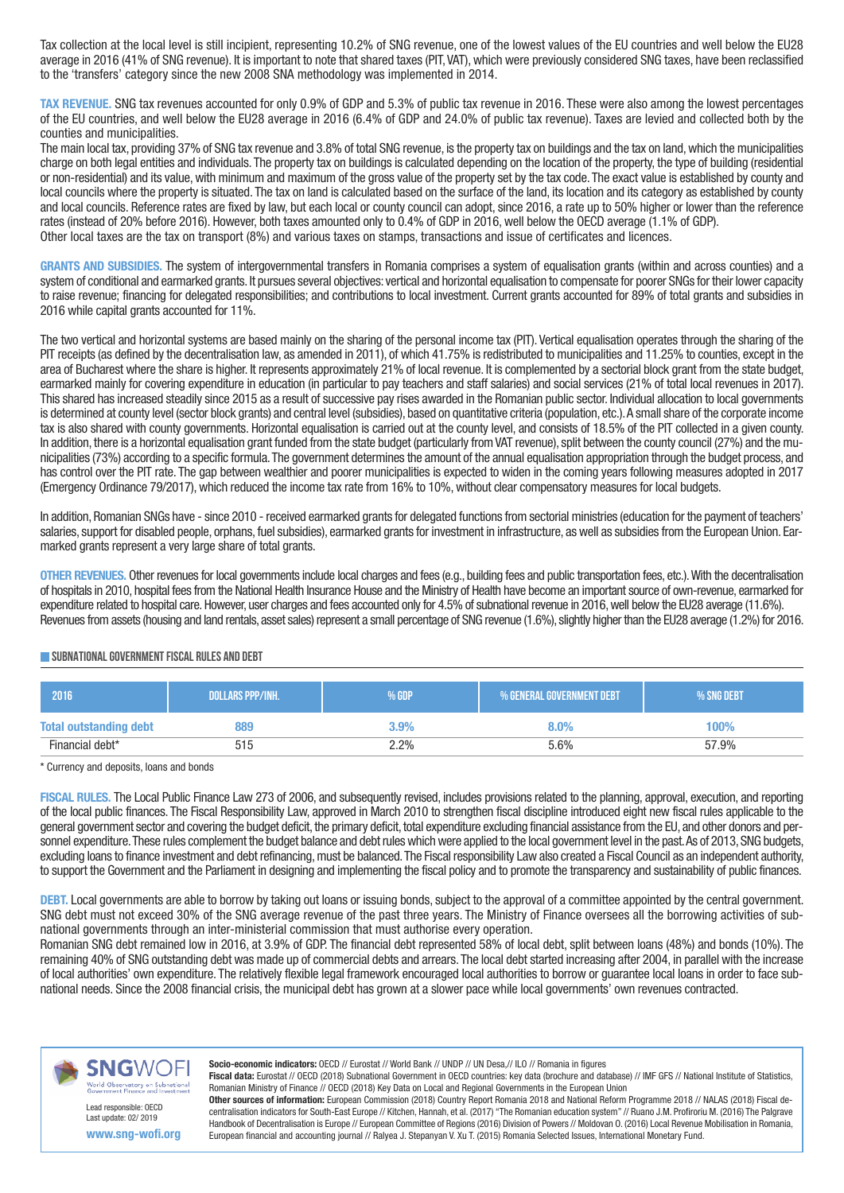Tax collection at the local level is still incipient, representing 10.2% of SNG revenue, one of the lowest values of the EU countries and well below the EU28 average in 2016 (41% of SNG revenue). It is important to note that shared taxes (PIT, VAT), which were previously considered SNG taxes, have been reclassified to the 'transfers' category since the new 2008 SNA methodology was implemented in 2014.

**TAX REVENUE.** SNG tax revenues accounted for only 0.9% of GDP and 5.3% of public tax revenue in 2016. These were also among the lowest percentages of the EU countries, and well below the EU28 average in 2016 (6.4% of GDP and 24.0% of public tax revenue). Taxes are levied and collected both by the counties and municipalities.

The main local tax, providing 37% of SNG tax revenue and 3.8% of total SNG revenue, is the property tax on buildings and the tax on land, which the municipalities charge on both legal entities and individuals. The property tax on buildings is calculated depending on the location of the property, the type of building (residential or non-residential) and its value, with minimum and maximum of the gross value of the property set by the tax code. The exact value is established by county and local councils where the property is situated. The tax on land is calculated based on the surface of the land, its location and its category as established by county and local councils. Reference rates are fixed by law, but each local or county council can adopt, since 2016, a rate up to 50% higher or lower than the reference rates (instead of 20% before 2016). However, both taxes amounted only to 0.4% of GDP in 2016, well below the OECD average (1.1% of GDP).

Other local taxes are the tax on transport (8%) and various taxes on stamps, transactions and issue of certificates and licences.

**GRANTS AND SUBSIDIES.** The system of intergovernmental transfers in Romania comprises a system of equalisation grants (within and across counties) and a system of conditional and earmarked grants. It pursues several objectives: vertical and horizontal equalisation to compensate for poorer SNGs for their lower capacity to raise revenue; financing for delegated responsibilities; and contributions to local investment. Current grants accounted for 89% of total grants and subsidies in 2016 while capital grants accounted for 11%.

The two vertical and horizontal systems are based mainly on the sharing of the personal income tax (PIT). Vertical equalisation operates through the sharing of the PIT receipts (as defined by the decentralisation law, as amended in 2011), of which 41.75% is redistributed to municipalities and 11.25% to counties, except in the area of Bucharest where the share is higher. It represents approximately 21% of local revenue. It is complemented by a sectorial block grant from the state budget, earmarked mainly for covering expenditure in education (in particular to pay teachers and staff salaries) and social services (21% of total local revenues in 2017). This shared has increased steadily since 2015 as a result of successive pay rises awarded in the Romanian public sector. Individual allocation to local governments is determined at county level (sector block grants) and central level (subsidies), based on quantitative criteria (population, etc.). A small share of the corporate income tax is also shared with county governments. Horizontal equalisation is carried out at the county level, and consists of 18.5% of the PIT collected in a given county. In addition, there is a horizontal equalisation grant funded from the state budget (particularly from VAT revenue), split between the county council (27%) and the municipalities (73%) according to a specific formula. The government determines the amount of the annual equalisation appropriation through the budget process, and has control over the PIT rate. The gap between wealthier and poorer municipalities is expected to widen in the coming years following measures adopted in 2017 (Emergency Ordinance 79/2017), which reduced the income tax rate from 16% to 10%, without clear compensatory measures for local budgets.

In addition, Romanian SNGs have - since 2010 - received earmarked grants for delegated functions from sectorial ministries (education for the payment of teachers' salaries, support for disabled people, orphans, fuel subsidies), earmarked grants for investment in infrastructure, as well as subsidies from the European Union. Earmarked grants represent a very large share of total grants.

**OTHER REVENUES.** Other revenues for local governments include local charges and fees (e.g., building fees and public transportation fees, etc.). With the decentralisation of hospitals in 2010, hospital fees from the National Health Insurance House and the Ministry of Health have become an important source of own-revenue, earmarked for expenditure related to hospital care. However, user charges and fees accounted only for 4.5% of subnational revenue in 2016, well below the EU28 average (11.6%). Revenues from assets (housing and land rentals, asset sales) represent a small percentage of SNG revenue (1.6%), slightly higher than the EU28 average (1.2%) for 2016.

## SUBNATIONAL GOVERNMENT FISCAL RULES AND DEBT

| 2016 | DOLLARS PPP/INH. | % GDP | % GENERAL GOVERNMENT DEBT | % SNG DEBT |
|---|---|---|---|---|
| **Total outstanding debt** | **889** | **3.9%** | **8.0%** | **100%** |
| Financial debt* | 515 | 2.2% | 5.6% | 57.9% |

\* Currency and deposits, loans and bonds

**FISCAL RULES.** The Local Public Finance Law 273 of 2006, and subsequently revised, includes provisions related to the planning, approval, execution, and reporting of the local public finances. The Fiscal Responsibility Law, approved in March 2010 to strengthen fiscal discipline introduced eight new fiscal rules applicable to the general government sector and covering the budget deficit, the primary deficit, total expenditure excluding financial assistance from the EU, and other donors and personnel expenditure. These rules complement the budget balance and debt rules which were applied to the local government level in the past. As of 2013, SNG budgets, excluding loans to finance investment and debt refinancing, must be balanced. The Fiscal responsibility Law also created a Fiscal Council as an independent authority, to support the Government and the Parliament in designing and implementing the fiscal policy and to promote the transparency and sustainability of public finances.

**DEBT.** Local governments are able to borrow by taking out loans or issuing bonds, subject to the approval of a committee appointed by the central government. SNG debt must not exceed 30% of the SNG average revenue of the past three years. The Ministry of Finance oversees all the borrowing activities of subnational governments through an inter-ministerial commission that must authorise every operation.

Romanian SNG debt remained low in 2016, at 3.9% of GDP. The financial debt represented 58% of local debt, split between loans (48%) and bonds (10%). The remaining 40% of SNG outstanding debt was made up of commercial debts and arrears. The local debt started increasing after 2004, in parallel with the increase of local authorities' own expenditure. The relatively flexible legal framework encouraged local authorities to borrow or guarantee local loans in order to face subnational needs. Since the 2008 financial crisis, the municipal debt has grown at a slower pace while local governments' own revenues contracted.

SNGWOFI — World Observatory on Subnational Government Finance and Investment

Lead responsible: OECD
Last update: 02/ 2019

www.sng-wofi.org

**Socio-economic indicators:** OECD // Eurostat // World Bank // UNDP // UN Desa,// ILO // Romania in figures

**Fiscal data:** Eurostat // OECD (2018) Subnational Government in OECD countries: key data (brochure and database) // IMF GFS // National Institute of Statistics, Romanian Ministry of Finance // OECD (2018) Key Data on Local and Regional Governments in the European Union

**Other sources of information:** European Commission (2018) Country Report Romania 2018 and National Reform Programme 2018 // NALAS (2018) Fiscal decentralisation indicators for South-East Europe // Kitchen, Hannah, et al. (2017) "The Romanian education system" // Ruano J.M. Profiroriu M. (2016) The Palgrave Handbook of Decentralisation is Europe // European Committee of Regions (2016) Division of Powers // Moldovan O. (2016) Local Revenue Mobilisation in Romania, European financial and accounting journal // Ralyea J. Stepanyan V. Xu T. (2015) Romania Selected Issues, International Monetary Fund.